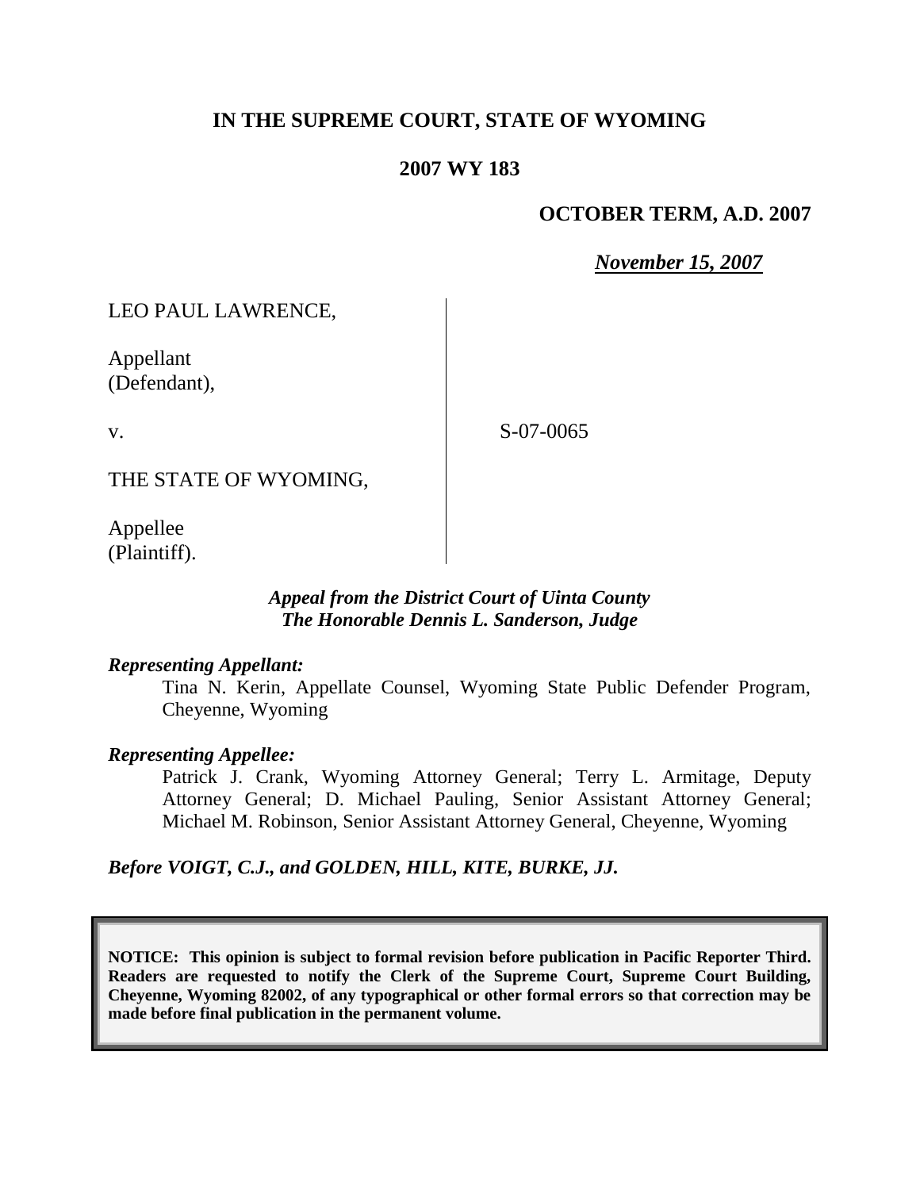**IN THE SUPREME COURT, STATE OF WYOMING**

**2007 WY 183**

**OCTOBER TERM, A.D. 2007**

***November 15, 2007***

LEO PAUL LAWRENCE,

Appellant
(Defendant),

v.

S-07-0065

THE STATE OF WYOMING,

Appellee
(Plaintiff).

***Appeal from the District Court of Uinta County***
***The Honorable Dennis L. Sanderson, Judge***

***Representing Appellant:***

Tina N. Kerin, Appellate Counsel, Wyoming State Public Defender Program, Cheyenne, Wyoming

***Representing Appellee:***

Patrick J. Crank, Wyoming Attorney General; Terry L. Armitage, Deputy Attorney General; D. Michael Pauling, Senior Assistant Attorney General; Michael M. Robinson, Senior Assistant Attorney General, Cheyenne, Wyoming

***Before VOIGT, C.J., and GOLDEN, HILL, KITE, BURKE, JJ.***

**NOTICE: This opinion is subject to formal revision before publication in Pacific Reporter Third. Readers are requested to notify the Clerk of the Supreme Court, Supreme Court Building, Cheyenne, Wyoming 82002, of any typographical or other formal errors so that correction may be made before final publication in the permanent volume.**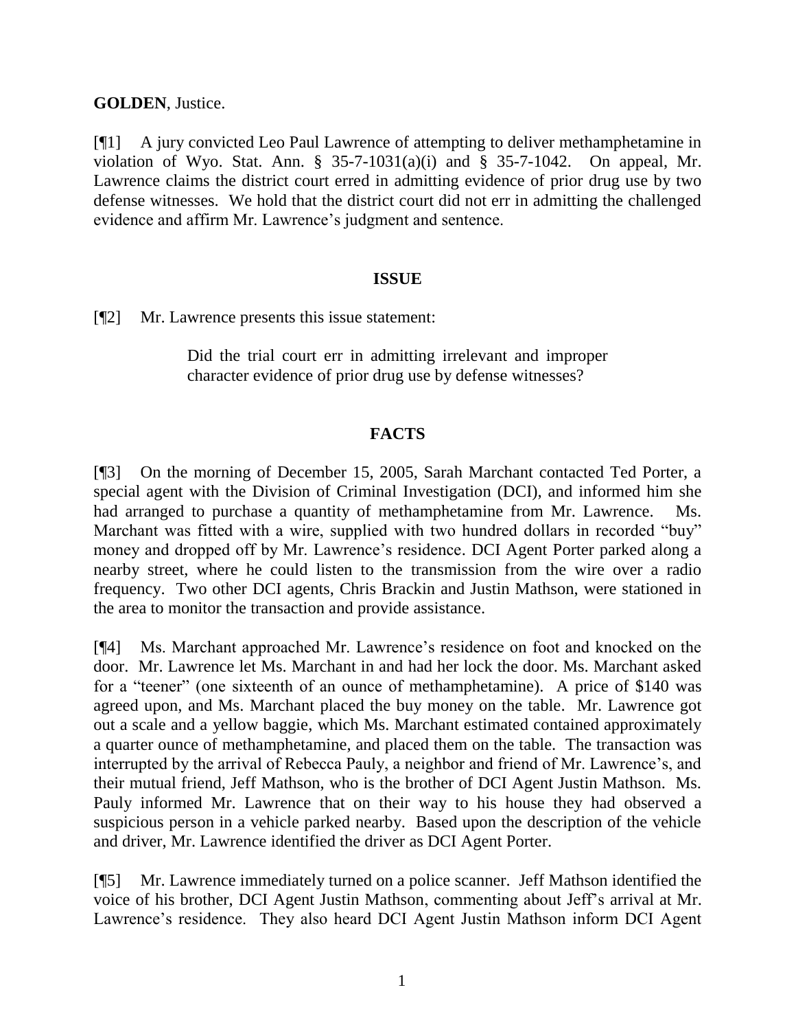**GOLDEN**, Justice.

[¶1] A jury convicted Leo Paul Lawrence of attempting to deliver methamphetamine in violation of Wyo. Stat. Ann. § 35-7-1031(a)(i) and § 35-7-1042. On appeal, Mr. Lawrence claims the district court erred in admitting evidence of prior drug use by two defense witnesses. We hold that the district court did not err in admitting the challenged evidence and affirm Mr. Lawrence's judgment and sentence.

## ISSUE

[¶2] Mr. Lawrence presents this issue statement:

> Did the trial court err in admitting irrelevant and improper character evidence of prior drug use by defense witnesses?

## FACTS

[¶3] On the morning of December 15, 2005, Sarah Marchant contacted Ted Porter, a special agent with the Division of Criminal Investigation (DCI), and informed him she had arranged to purchase a quantity of methamphetamine from Mr. Lawrence. Ms. Marchant was fitted with a wire, supplied with two hundred dollars in recorded "buy" money and dropped off by Mr. Lawrence's residence. DCI Agent Porter parked along a nearby street, where he could listen to the transmission from the wire over a radio frequency. Two other DCI agents, Chris Brackin and Justin Mathson, were stationed in the area to monitor the transaction and provide assistance.

[¶4] Ms. Marchant approached Mr. Lawrence's residence on foot and knocked on the door. Mr. Lawrence let Ms. Marchant in and had her lock the door. Ms. Marchant asked for a "teener" (one sixteenth of an ounce of methamphetamine). A price of $140 was agreed upon, and Ms. Marchant placed the buy money on the table. Mr. Lawrence got out a scale and a yellow baggie, which Ms. Marchant estimated contained approximately a quarter ounce of methamphetamine, and placed them on the table. The transaction was interrupted by the arrival of Rebecca Pauly, a neighbor and friend of Mr. Lawrence's, and their mutual friend, Jeff Mathson, who is the brother of DCI Agent Justin Mathson. Ms. Pauly informed Mr. Lawrence that on their way to his house they had observed a suspicious person in a vehicle parked nearby. Based upon the description of the vehicle and driver, Mr. Lawrence identified the driver as DCI Agent Porter.

[¶5] Mr. Lawrence immediately turned on a police scanner. Jeff Mathson identified the voice of his brother, DCI Agent Justin Mathson, commenting about Jeff's arrival at Mr. Lawrence's residence. They also heard DCI Agent Justin Mathson inform DCI Agent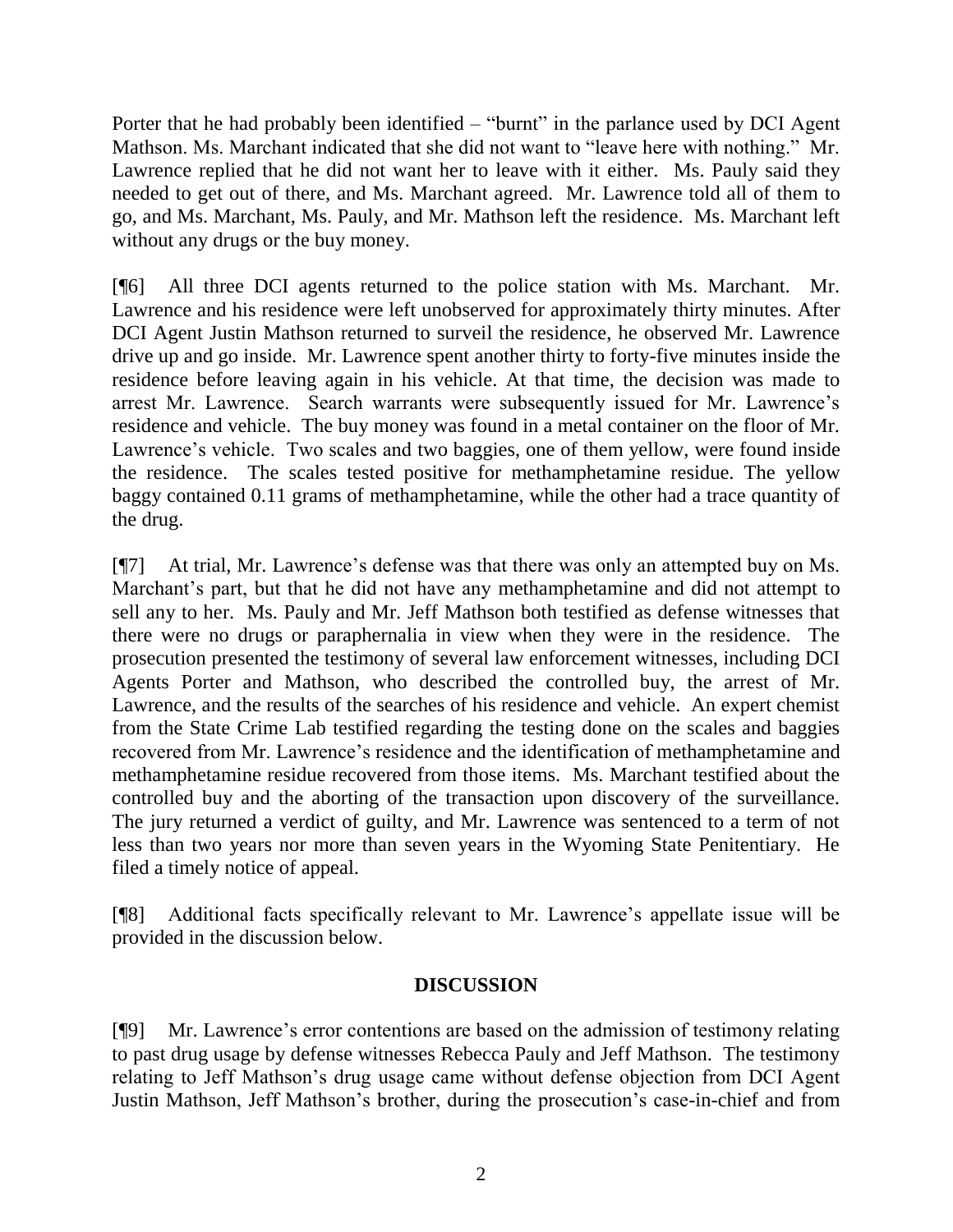Porter that he had probably been identified – "burnt" in the parlance used by DCI Agent Mathson. Ms. Marchant indicated that she did not want to "leave here with nothing." Mr. Lawrence replied that he did not want her to leave with it either. Ms. Pauly said they needed to get out of there, and Ms. Marchant agreed. Mr. Lawrence told all of them to go, and Ms. Marchant, Ms. Pauly, and Mr. Mathson left the residence. Ms. Marchant left without any drugs or the buy money.

[¶6] All three DCI agents returned to the police station with Ms. Marchant. Mr. Lawrence and his residence were left unobserved for approximately thirty minutes. After DCI Agent Justin Mathson returned to surveil the residence, he observed Mr. Lawrence drive up and go inside. Mr. Lawrence spent another thirty to forty-five minutes inside the residence before leaving again in his vehicle. At that time, the decision was made to arrest Mr. Lawrence. Search warrants were subsequently issued for Mr. Lawrence's residence and vehicle. The buy money was found in a metal container on the floor of Mr. Lawrence's vehicle. Two scales and two baggies, one of them yellow, were found inside the residence. The scales tested positive for methamphetamine residue. The yellow baggy contained 0.11 grams of methamphetamine, while the other had a trace quantity of the drug.

[¶7] At trial, Mr. Lawrence's defense was that there was only an attempted buy on Ms. Marchant's part, but that he did not have any methamphetamine and did not attempt to sell any to her. Ms. Pauly and Mr. Jeff Mathson both testified as defense witnesses that there were no drugs or paraphernalia in view when they were in the residence. The prosecution presented the testimony of several law enforcement witnesses, including DCI Agents Porter and Mathson, who described the controlled buy, the arrest of Mr. Lawrence, and the results of the searches of his residence and vehicle. An expert chemist from the State Crime Lab testified regarding the testing done on the scales and baggies recovered from Mr. Lawrence's residence and the identification of methamphetamine and methamphetamine residue recovered from those items. Ms. Marchant testified about the controlled buy and the aborting of the transaction upon discovery of the surveillance. The jury returned a verdict of guilty, and Mr. Lawrence was sentenced to a term of not less than two years nor more than seven years in the Wyoming State Penitentiary. He filed a timely notice of appeal.

[¶8] Additional facts specifically relevant to Mr. Lawrence's appellate issue will be provided in the discussion below.

## DISCUSSION

[¶9] Mr. Lawrence's error contentions are based on the admission of testimony relating to past drug usage by defense witnesses Rebecca Pauly and Jeff Mathson. The testimony relating to Jeff Mathson's drug usage came without defense objection from DCI Agent Justin Mathson, Jeff Mathson's brother, during the prosecution's case-in-chief and from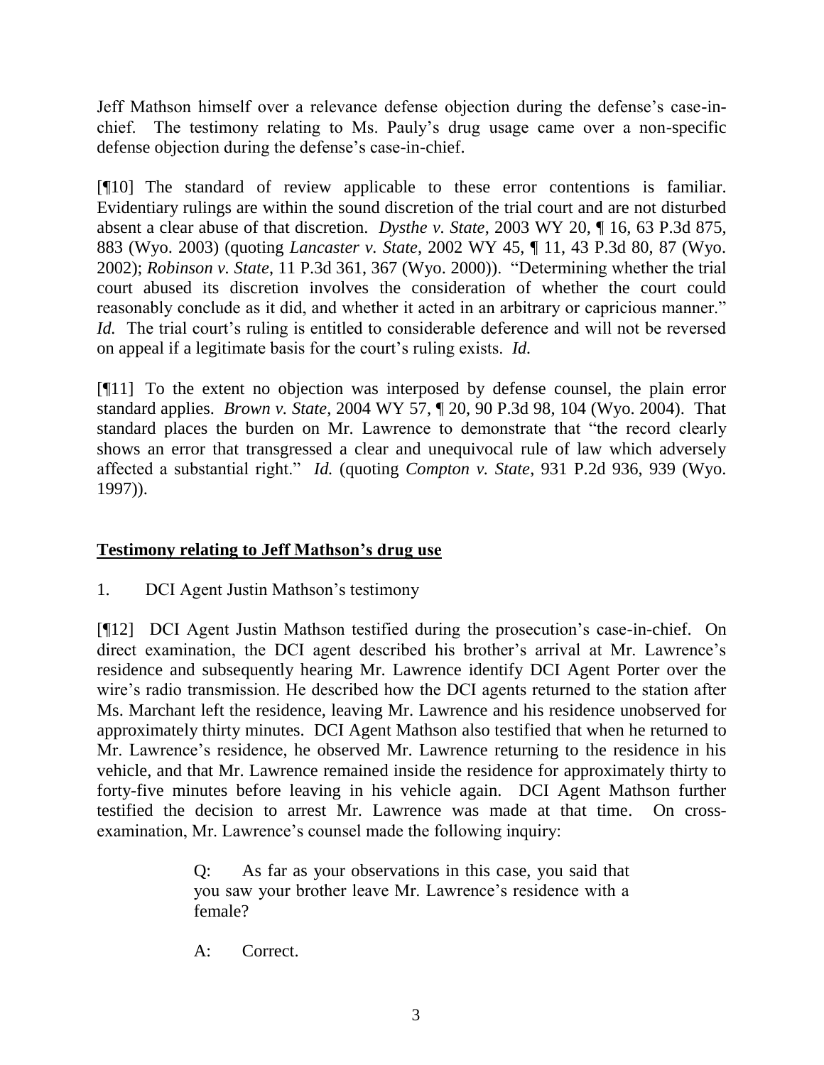Jeff Mathson himself over a relevance defense objection during the defense's case-in-chief. The testimony relating to Ms. Pauly's drug usage came over a non-specific defense objection during the defense's case-in-chief.

[¶10] The standard of review applicable to these error contentions is familiar. Evidentiary rulings are within the sound discretion of the trial court and are not disturbed absent a clear abuse of that discretion. *Dysthe v. State*, 2003 WY 20, ¶ 16, 63 P.3d 875, 883 (Wyo. 2003) (quoting *Lancaster v. State*, 2002 WY 45, ¶ 11, 43 P.3d 80, 87 (Wyo. 2002); *Robinson v. State*, 11 P.3d 361, 367 (Wyo. 2000)). "Determining whether the trial court abused its discretion involves the consideration of whether the court could reasonably conclude as it did, and whether it acted in an arbitrary or capricious manner." *Id.* The trial court's ruling is entitled to considerable deference and will not be reversed on appeal if a legitimate basis for the court's ruling exists. *Id.*

[¶11] To the extent no objection was interposed by defense counsel, the plain error standard applies. *Brown v. State*, 2004 WY 57, ¶ 20, 90 P.3d 98, 104 (Wyo. 2004). That standard places the burden on Mr. Lawrence to demonstrate that "the record clearly shows an error that transgressed a clear and unequivocal rule of law which adversely affected a substantial right." *Id.* (quoting *Compton v. State*, 931 P.2d 936, 939 (Wyo. 1997)).

**Testimony relating to Jeff Mathson's drug use**

1. DCI Agent Justin Mathson's testimony

[¶12] DCI Agent Justin Mathson testified during the prosecution's case-in-chief. On direct examination, the DCI agent described his brother's arrival at Mr. Lawrence's residence and subsequently hearing Mr. Lawrence identify DCI Agent Porter over the wire's radio transmission. He described how the DCI agents returned to the station after Ms. Marchant left the residence, leaving Mr. Lawrence and his residence unobserved for approximately thirty minutes. DCI Agent Mathson also testified that when he returned to Mr. Lawrence's residence, he observed Mr. Lawrence returning to the residence in his vehicle, and that Mr. Lawrence remained inside the residence for approximately thirty to forty-five minutes before leaving in his vehicle again. DCI Agent Mathson further testified the decision to arrest Mr. Lawrence was made at that time. On cross-examination, Mr. Lawrence's counsel made the following inquiry:

> Q: As far as your observations in this case, you said that you saw your brother leave Mr. Lawrence's residence with a female?
>
> A: Correct.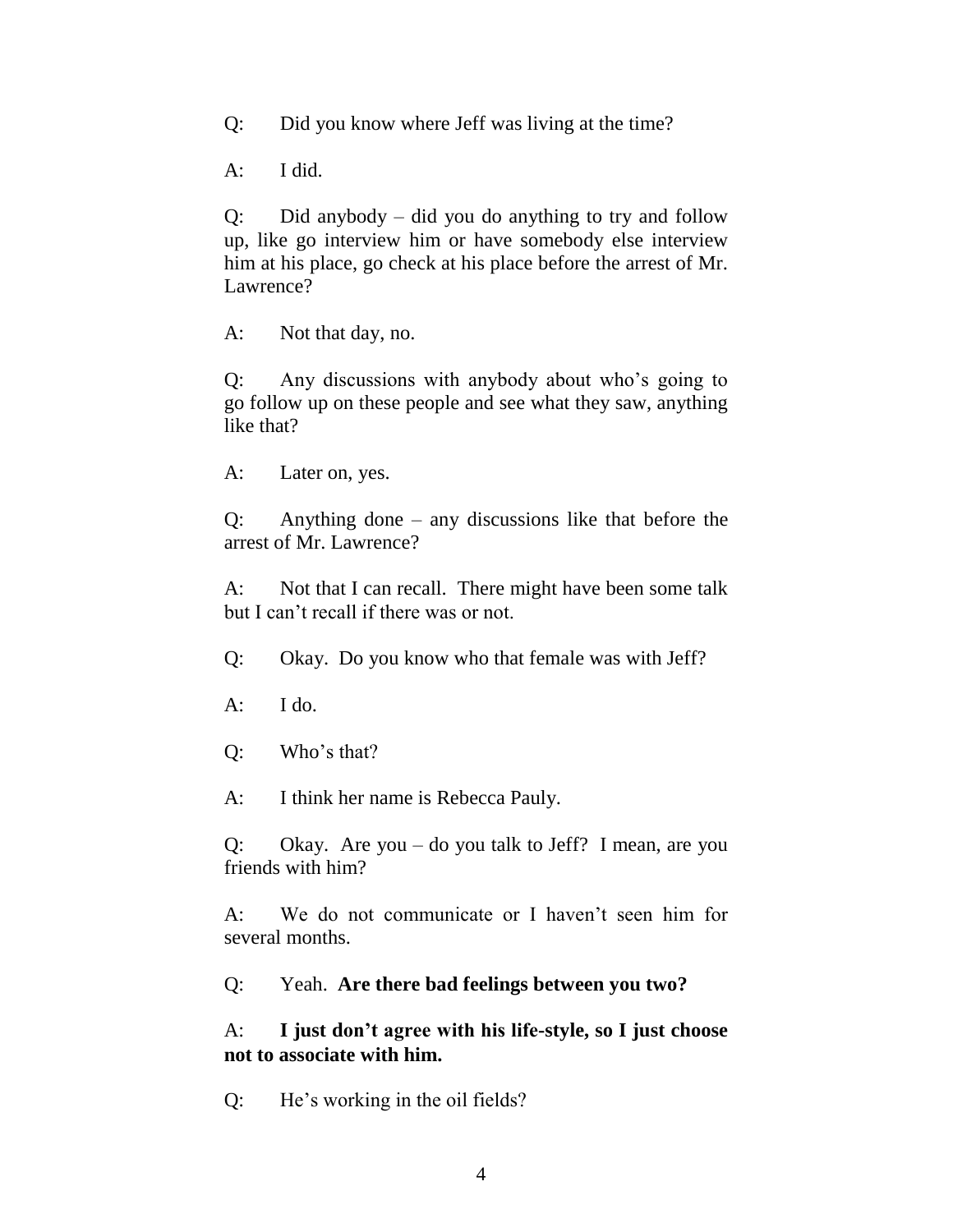Q: Did you know where Jeff was living at the time?

A: I did.

Q: Did anybody – did you do anything to try and follow up, like go interview him or have somebody else interview him at his place, go check at his place before the arrest of Mr. Lawrence?

A: Not that day, no.

Q: Any discussions with anybody about who's going to go follow up on these people and see what they saw, anything like that?

A: Later on, yes.

Q: Anything done – any discussions like that before the arrest of Mr. Lawrence?

A: Not that I can recall. There might have been some talk but I can't recall if there was or not.

Q: Okay. Do you know who that female was with Jeff?

A: I do.

Q: Who's that?

A: I think her name is Rebecca Pauly.

Q: Okay. Are you – do you talk to Jeff? I mean, are you friends with him?

A: We do not communicate or I haven't seen him for several months.

Q: Yeah. **Are there bad feelings between you two?**

A: **I just don't agree with his life-style, so I just choose not to associate with him.**

Q: He's working in the oil fields?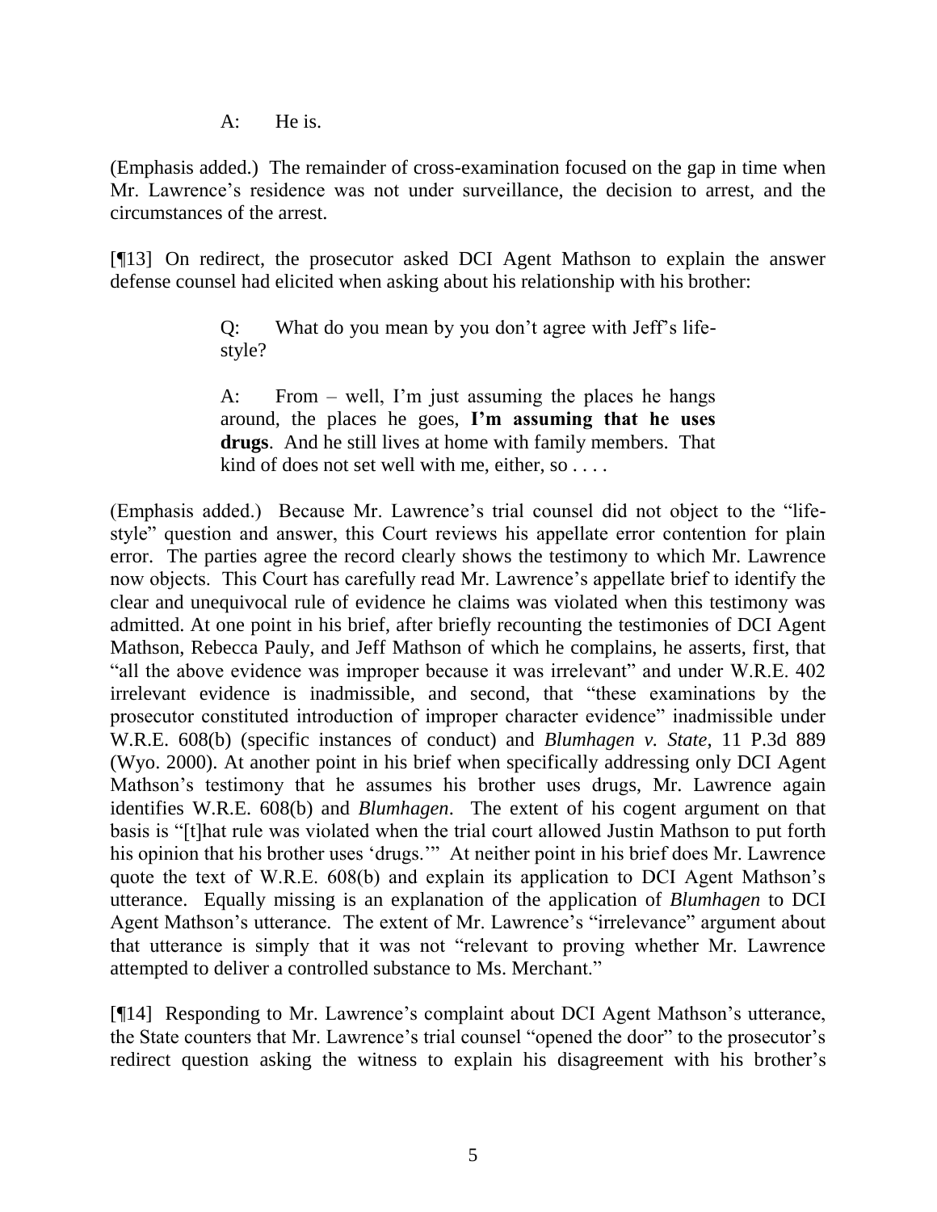A: He is.

(Emphasis added.) The remainder of cross-examination focused on the gap in time when Mr. Lawrence's residence was not under surveillance, the decision to arrest, and the circumstances of the arrest.

[¶13] On redirect, the prosecutor asked DCI Agent Mathson to explain the answer defense counsel had elicited when asking about his relationship with his brother:

> Q: What do you mean by you don't agree with Jeff's life-style?
>
> A: From – well, I'm just assuming the places he hangs around, the places he goes, **I'm assuming that he uses drugs**. And he still lives at home with family members. That kind of does not set well with me, either, so . . . .

(Emphasis added.) Because Mr. Lawrence's trial counsel did not object to the "life-style" question and answer, this Court reviews his appellate error contention for plain error. The parties agree the record clearly shows the testimony to which Mr. Lawrence now objects. This Court has carefully read Mr. Lawrence's appellate brief to identify the clear and unequivocal rule of evidence he claims was violated when this testimony was admitted. At one point in his brief, after briefly recounting the testimonies of DCI Agent Mathson, Rebecca Pauly, and Jeff Mathson of which he complains, he asserts, first, that "all the above evidence was improper because it was irrelevant" and under W.R.E. 402 irrelevant evidence is inadmissible, and second, that "these examinations by the prosecutor constituted introduction of improper character evidence" inadmissible under W.R.E. 608(b) (specific instances of conduct) and *Blumhagen v. State*, 11 P.3d 889 (Wyo. 2000). At another point in his brief when specifically addressing only DCI Agent Mathson's testimony that he assumes his brother uses drugs, Mr. Lawrence again identifies W.R.E. 608(b) and *Blumhagen*. The extent of his cogent argument on that basis is "[t]hat rule was violated when the trial court allowed Justin Mathson to put forth his opinion that his brother uses 'drugs.'" At neither point in his brief does Mr. Lawrence quote the text of W.R.E. 608(b) and explain its application to DCI Agent Mathson's utterance. Equally missing is an explanation of the application of *Blumhagen* to DCI Agent Mathson's utterance. The extent of Mr. Lawrence's "irrelevance" argument about that utterance is simply that it was not "relevant to proving whether Mr. Lawrence attempted to deliver a controlled substance to Ms. Merchant."

[¶14] Responding to Mr. Lawrence's complaint about DCI Agent Mathson's utterance, the State counters that Mr. Lawrence's trial counsel "opened the door" to the prosecutor's redirect question asking the witness to explain his disagreement with his brother's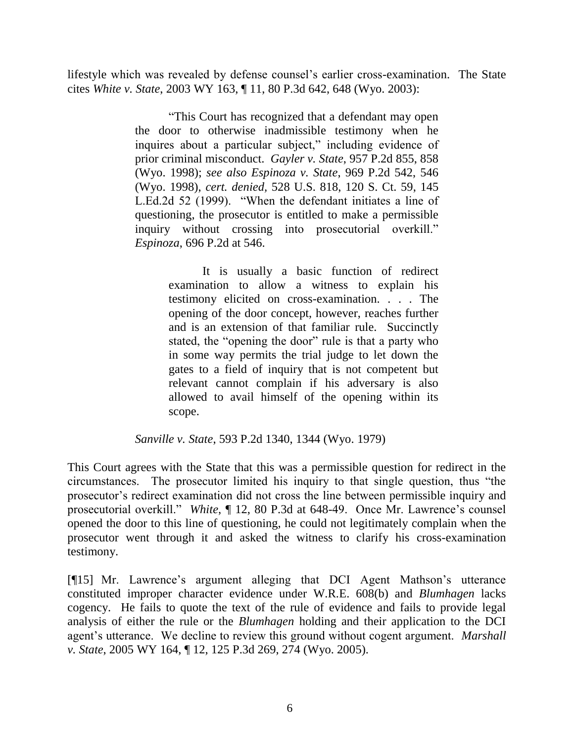lifestyle which was revealed by defense counsel's earlier cross-examination. The State cites *White v. State*, 2003 WY 163, ¶ 11, 80 P.3d 642, 648 (Wyo. 2003):

> "This Court has recognized that a defendant may open the door to otherwise inadmissible testimony when he inquires about a particular subject," including evidence of prior criminal misconduct. *Gayler v. State*, 957 P.2d 855, 858 (Wyo. 1998); *see also Espinoza v. State*, 969 P.2d 542, 546 (Wyo. 1998), *cert. denied*, 528 U.S. 818, 120 S. Ct. 59, 145 L.Ed.2d 52 (1999). "When the defendant initiates a line of questioning, the prosecutor is entitled to make a permissible inquiry without crossing into prosecutorial overkill." *Espinoza*, 696 P.2d at 546.
>
>> It is usually a basic function of redirect examination to allow a witness to explain his testimony elicited on cross-examination. . . . The opening of the door concept, however, reaches further and is an extension of that familiar rule. Succinctly stated, the "opening the door" rule is that a party who in some way permits the trial judge to let down the gates to a field of inquiry that is not competent but relevant cannot complain if his adversary is also allowed to avail himself of the opening within its scope.
>
> *Sanville v. State*, 593 P.2d 1340, 1344 (Wyo. 1979)

This Court agrees with the State that this was a permissible question for redirect in the circumstances. The prosecutor limited his inquiry to that single question, thus "the prosecutor's redirect examination did not cross the line between permissible inquiry and prosecutorial overkill." *White*, ¶ 12, 80 P.3d at 648-49. Once Mr. Lawrence's counsel opened the door to this line of questioning, he could not legitimately complain when the prosecutor went through it and asked the witness to clarify his cross-examination testimony.

[¶15] Mr. Lawrence's argument alleging that DCI Agent Mathson's utterance constituted improper character evidence under W.R.E. 608(b) and *Blumhagen* lacks cogency. He fails to quote the text of the rule of evidence and fails to provide legal analysis of either the rule or the *Blumhagen* holding and their application to the DCI agent's utterance. We decline to review this ground without cogent argument. *Marshall v. State*, 2005 WY 164, ¶ 12, 125 P.3d 269, 274 (Wyo. 2005).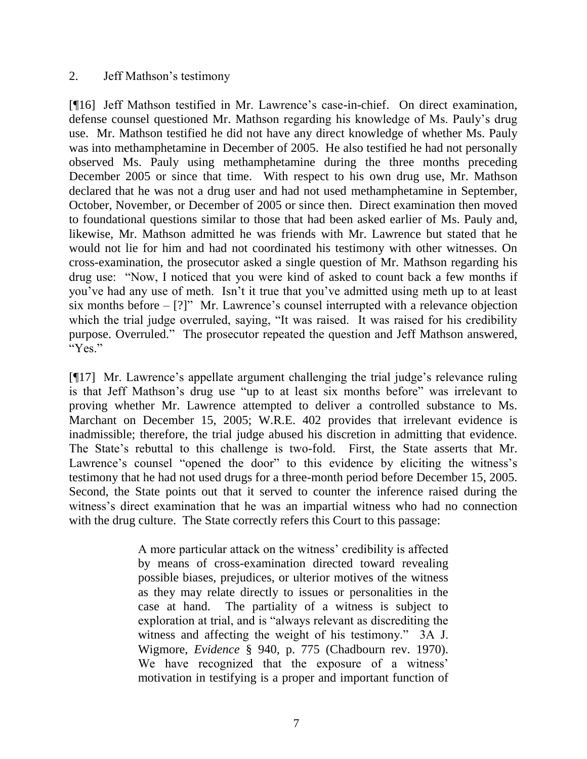2. Jeff Mathson's testimony

[¶16] Jeff Mathson testified in Mr. Lawrence's case-in-chief. On direct examination, defense counsel questioned Mr. Mathson regarding his knowledge of Ms. Pauly's drug use. Mr. Mathson testified he did not have any direct knowledge of whether Ms. Pauly was into methamphetamine in December of 2005. He also testified he had not personally observed Ms. Pauly using methamphetamine during the three months preceding December 2005 or since that time. With respect to his own drug use, Mr. Mathson declared that he was not a drug user and had not used methamphetamine in September, October, November, or December of 2005 or since then. Direct examination then moved to foundational questions similar to those that had been asked earlier of Ms. Pauly and, likewise, Mr. Mathson admitted he was friends with Mr. Lawrence but stated that he would not lie for him and had not coordinated his testimony with other witnesses. On cross-examination, the prosecutor asked a single question of Mr. Mathson regarding his drug use: "Now, I noticed that you were kind of asked to count back a few months if you've had any use of meth. Isn't it true that you've admitted using meth up to at least six months before – [?]" Mr. Lawrence's counsel interrupted with a relevance objection which the trial judge overruled, saying, "It was raised. It was raised for his credibility purpose. Overruled." The prosecutor repeated the question and Jeff Mathson answered, "Yes."

[¶17] Mr. Lawrence's appellate argument challenging the trial judge's relevance ruling is that Jeff Mathson's drug use "up to at least six months before" was irrelevant to proving whether Mr. Lawrence attempted to deliver a controlled substance to Ms. Marchant on December 15, 2005; W.R.E. 402 provides that irrelevant evidence is inadmissible; therefore, the trial judge abused his discretion in admitting that evidence. The State's rebuttal to this challenge is two-fold. First, the State asserts that Mr. Lawrence's counsel "opened the door" to this evidence by eliciting the witness's testimony that he had not used drugs for a three-month period before December 15, 2005. Second, the State points out that it served to counter the inference raised during the witness's direct examination that he was an impartial witness who had no connection with the drug culture. The State correctly refers this Court to this passage:

> A more particular attack on the witness' credibility is affected by means of cross-examination directed toward revealing possible biases, prejudices, or ulterior motives of the witness as they may relate directly to issues or personalities in the case at hand. The partiality of a witness is subject to exploration at trial, and is "always relevant as discrediting the witness and affecting the weight of his testimony." 3A J. Wigmore, *Evidence* § 940, p. 775 (Chadbourn rev. 1970). We have recognized that the exposure of a witness' motivation in testifying is a proper and important function of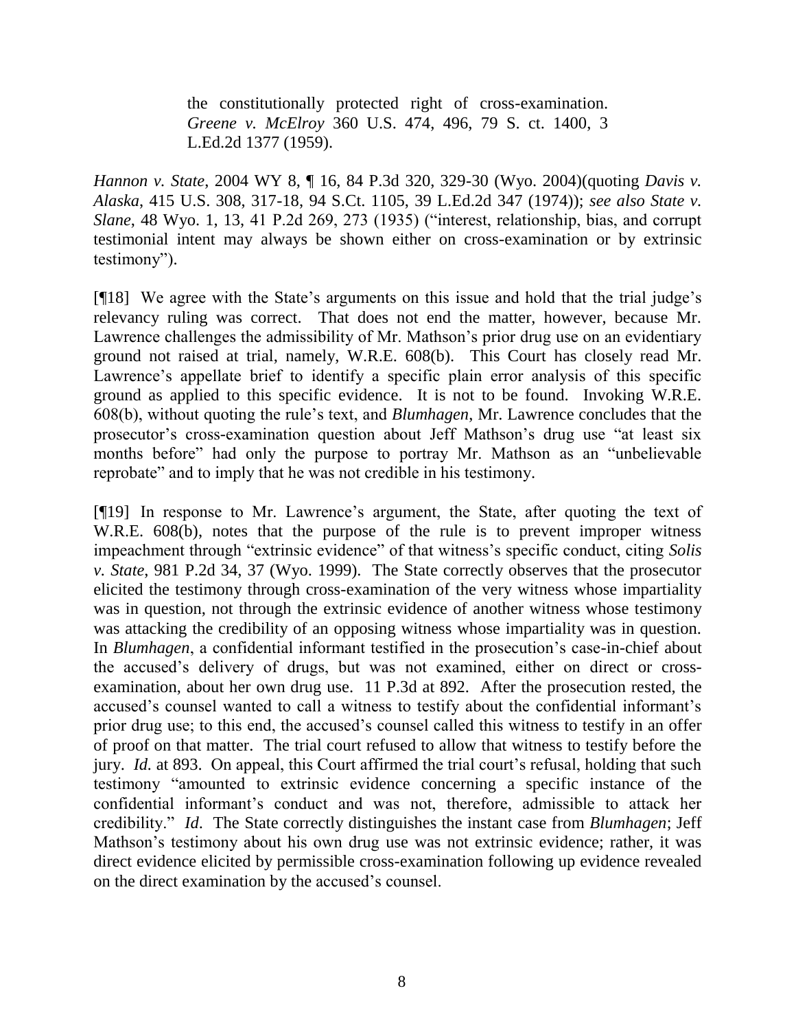> the constitutionally protected right of cross-examination. *Greene v. McElroy* 360 U.S. 474, 496, 79 S. ct. 1400, 3 L.Ed.2d 1377 (1959).

*Hannon v. State*, 2004 WY 8, ¶ 16, 84 P.3d 320, 329-30 (Wyo. 2004)(quoting *Davis v. Alaska*, 415 U.S. 308, 317-18, 94 S.Ct. 1105, 39 L.Ed.2d 347 (1974)); *see also State v. Slane*, 48 Wyo. 1, 13, 41 P.2d 269, 273 (1935) ("interest, relationship, bias, and corrupt testimonial intent may always be shown either on cross-examination or by extrinsic testimony").

[¶18] We agree with the State's arguments on this issue and hold that the trial judge's relevancy ruling was correct. That does not end the matter, however, because Mr. Lawrence challenges the admissibility of Mr. Mathson's prior drug use on an evidentiary ground not raised at trial, namely, W.R.E. 608(b). This Court has closely read Mr. Lawrence's appellate brief to identify a specific plain error analysis of this specific ground as applied to this specific evidence. It is not to be found. Invoking W.R.E. 608(b), without quoting the rule's text, and *Blumhagen*, Mr. Lawrence concludes that the prosecutor's cross-examination question about Jeff Mathson's drug use "at least six months before" had only the purpose to portray Mr. Mathson as an "unbelievable reprobate" and to imply that he was not credible in his testimony.

[¶19] In response to Mr. Lawrence's argument, the State, after quoting the text of W.R.E. 608(b), notes that the purpose of the rule is to prevent improper witness impeachment through "extrinsic evidence" of that witness's specific conduct, citing *Solis v. State*, 981 P.2d 34, 37 (Wyo. 1999). The State correctly observes that the prosecutor elicited the testimony through cross-examination of the very witness whose impartiality was in question, not through the extrinsic evidence of another witness whose testimony was attacking the credibility of an opposing witness whose impartiality was in question. In *Blumhagen*, a confidential informant testified in the prosecution's case-in-chief about the accused's delivery of drugs, but was not examined, either on direct or cross-examination, about her own drug use. 11 P.3d at 892. After the prosecution rested, the accused's counsel wanted to call a witness to testify about the confidential informant's prior drug use; to this end, the accused's counsel called this witness to testify in an offer of proof on that matter. The trial court refused to allow that witness to testify before the jury. *Id.* at 893. On appeal, this Court affirmed the trial court's refusal, holding that such testimony "amounted to extrinsic evidence concerning a specific instance of the confidential informant's conduct and was not, therefore, admissible to attack her credibility." *Id*. The State correctly distinguishes the instant case from *Blumhagen*; Jeff Mathson's testimony about his own drug use was not extrinsic evidence; rather, it was direct evidence elicited by permissible cross-examination following up evidence revealed on the direct examination by the accused's counsel.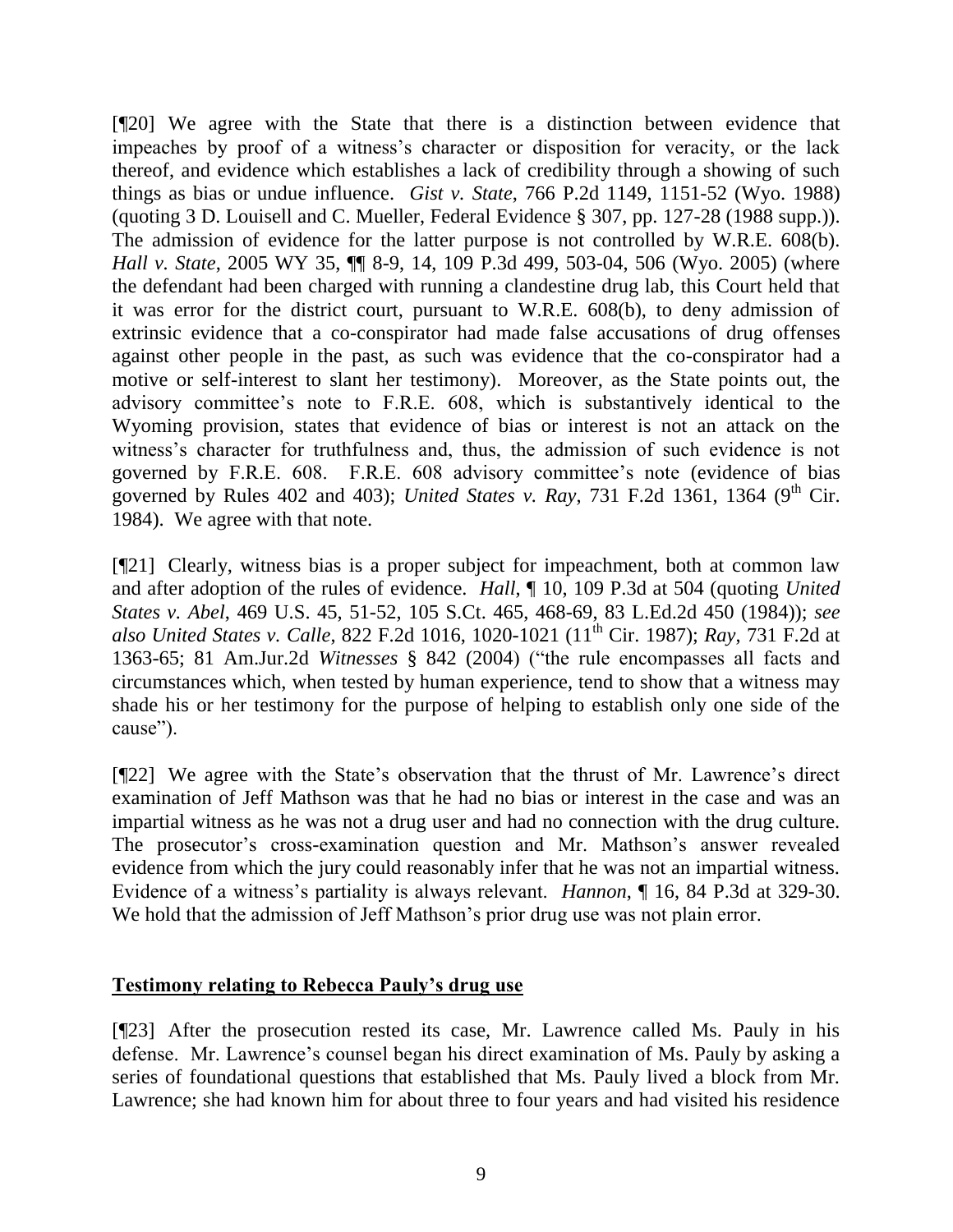[¶20] We agree with the State that there is a distinction between evidence that impeaches by proof of a witness's character or disposition for veracity, or the lack thereof, and evidence which establishes a lack of credibility through a showing of such things as bias or undue influence. *Gist v. State*, 766 P.2d 1149, 1151-52 (Wyo. 1988) (quoting 3 D. Louisell and C. Mueller, Federal Evidence § 307, pp. 127-28 (1988 supp.)). The admission of evidence for the latter purpose is not controlled by W.R.E. 608(b). *Hall v. State*, 2005 WY 35, ¶¶ 8-9, 14, 109 P.3d 499, 503-04, 506 (Wyo. 2005) (where the defendant had been charged with running a clandestine drug lab, this Court held that it was error for the district court, pursuant to W.R.E. 608(b), to deny admission of extrinsic evidence that a co-conspirator had made false accusations of drug offenses against other people in the past, as such was evidence that the co-conspirator had a motive or self-interest to slant her testimony). Moreover, as the State points out, the advisory committee's note to F.R.E. 608, which is substantively identical to the Wyoming provision, states that evidence of bias or interest is not an attack on the witness's character for truthfulness and, thus, the admission of such evidence is not governed by F.R.E. 608. F.R.E. 608 advisory committee's note (evidence of bias governed by Rules 402 and 403); *United States v. Ray*, 731 F.2d 1361, 1364 (9th Cir. 1984). We agree with that note.

[¶21] Clearly, witness bias is a proper subject for impeachment, both at common law and after adoption of the rules of evidence. *Hall*, ¶ 10, 109 P.3d at 504 (quoting *United States v. Abel*, 469 U.S. 45, 51-52, 105 S.Ct. 465, 468-69, 83 L.Ed.2d 450 (1984)); *see also United States v. Calle*, 822 F.2d 1016, 1020-1021 (11th Cir. 1987); *Ray*, 731 F.2d at 1363-65; 81 Am.Jur.2d *Witnesses* § 842 (2004) ("the rule encompasses all facts and circumstances which, when tested by human experience, tend to show that a witness may shade his or her testimony for the purpose of helping to establish only one side of the cause").

[¶22] We agree with the State's observation that the thrust of Mr. Lawrence's direct examination of Jeff Mathson was that he had no bias or interest in the case and was an impartial witness as he was not a drug user and had no connection with the drug culture. The prosecutor's cross-examination question and Mr. Mathson's answer revealed evidence from which the jury could reasonably infer that he was not an impartial witness. Evidence of a witness's partiality is always relevant. *Hannon*, ¶ 16, 84 P.3d at 329-30. We hold that the admission of Jeff Mathson's prior drug use was not plain error.

## **Testimony relating to Rebecca Pauly's drug use**

[¶23] After the prosecution rested its case, Mr. Lawrence called Ms. Pauly in his defense. Mr. Lawrence's counsel began his direct examination of Ms. Pauly by asking a series of foundational questions that established that Ms. Pauly lived a block from Mr. Lawrence; she had known him for about three to four years and had visited his residence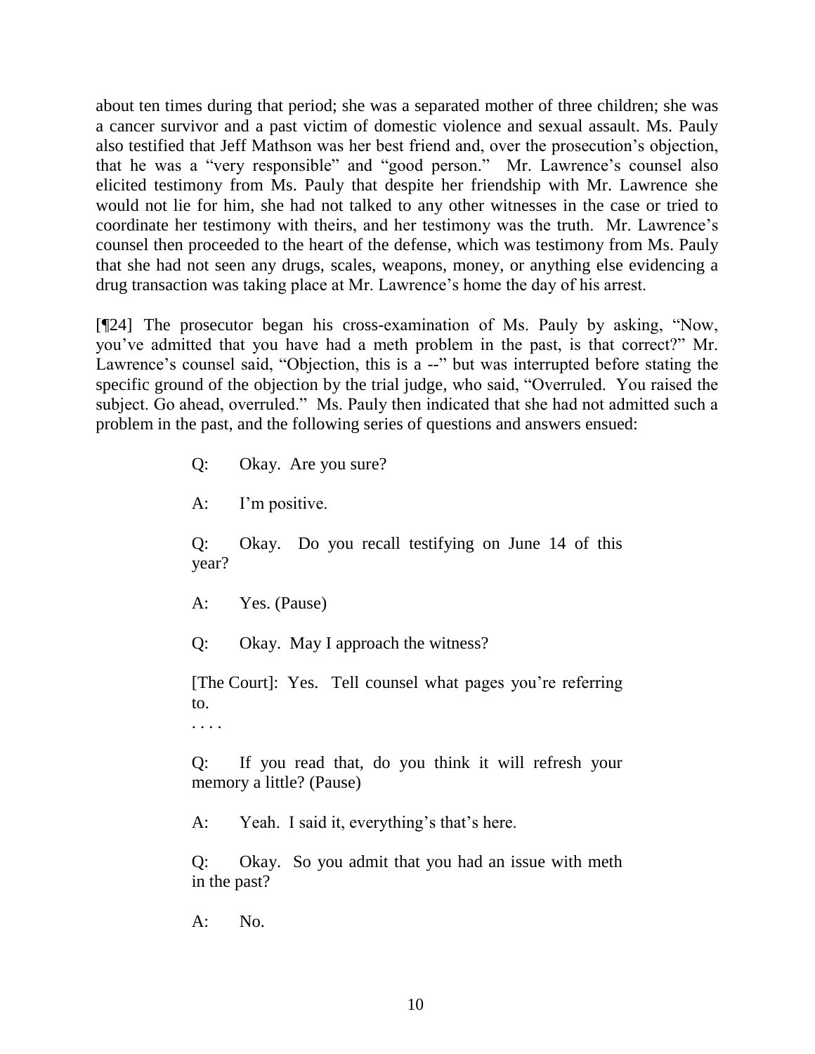about ten times during that period; she was a separated mother of three children; she was a cancer survivor and a past victim of domestic violence and sexual assault. Ms. Pauly also testified that Jeff Mathson was her best friend and, over the prosecution's objection, that he was a "very responsible" and "good person." Mr. Lawrence's counsel also elicited testimony from Ms. Pauly that despite her friendship with Mr. Lawrence she would not lie for him, she had not talked to any other witnesses in the case or tried to coordinate her testimony with theirs, and her testimony was the truth. Mr. Lawrence's counsel then proceeded to the heart of the defense, which was testimony from Ms. Pauly that she had not seen any drugs, scales, weapons, money, or anything else evidencing a drug transaction was taking place at Mr. Lawrence's home the day of his arrest.

[¶24] The prosecutor began his cross-examination of Ms. Pauly by asking, "Now, you've admitted that you have had a meth problem in the past, is that correct?" Mr. Lawrence's counsel said, "Objection, this is a --" but was interrupted before stating the specific ground of the objection by the trial judge, who said, "Overruled. You raised the subject. Go ahead, overruled." Ms. Pauly then indicated that she had not admitted such a problem in the past, and the following series of questions and answers ensued:

> Q: Okay. Are you sure?
>
> A: I'm positive.
>
> Q: Okay. Do you recall testifying on June 14 of this year?
>
> A: Yes. (Pause)
>
> Q: Okay. May I approach the witness?
>
> [The Court]: Yes. Tell counsel what pages you're referring to.
>
> . . . .
>
> Q: If you read that, do you think it will refresh your memory a little? (Pause)
>
> A: Yeah. I said it, everything's that's here.
>
> Q: Okay. So you admit that you had an issue with meth in the past?
>
> A: No.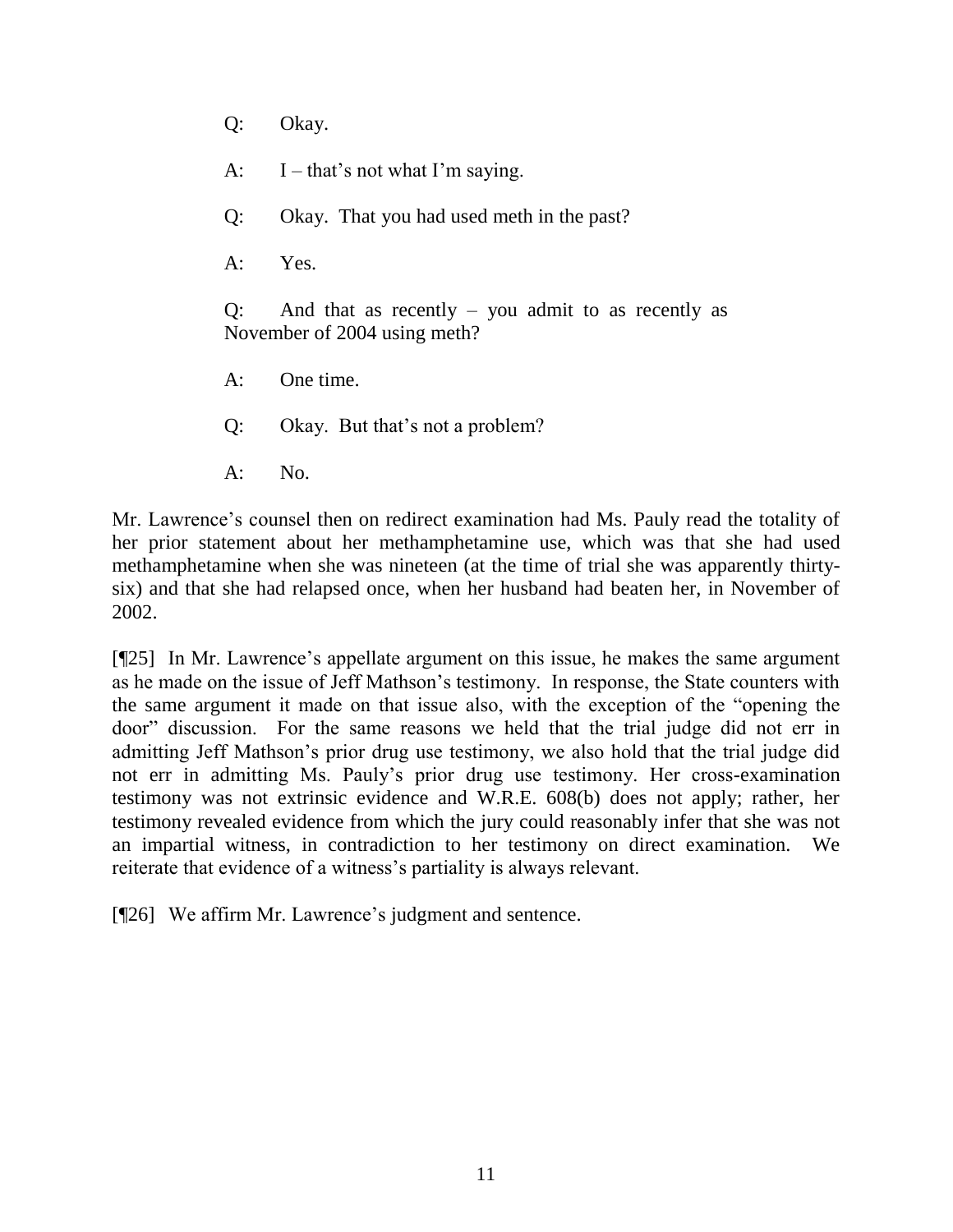Q: Okay.

A: I – that's not what I'm saying.

Q: Okay. That you had used meth in the past?

A: Yes.

Q: And that as recently – you admit to as recently as November of 2004 using meth?

A: One time.

Q: Okay. But that's not a problem?

A: No.

Mr. Lawrence's counsel then on redirect examination had Ms. Pauly read the totality of her prior statement about her methamphetamine use, which was that she had used methamphetamine when she was nineteen (at the time of trial she was apparently thirty-six) and that she had relapsed once, when her husband had beaten her, in November of 2002.

[¶25] In Mr. Lawrence's appellate argument on this issue, he makes the same argument as he made on the issue of Jeff Mathson's testimony. In response, the State counters with the same argument it made on that issue also, with the exception of the "opening the door" discussion. For the same reasons we held that the trial judge did not err in admitting Jeff Mathson's prior drug use testimony, we also hold that the trial judge did not err in admitting Ms. Pauly's prior drug use testimony. Her cross-examination testimony was not extrinsic evidence and W.R.E. 608(b) does not apply; rather, her testimony revealed evidence from which the jury could reasonably infer that she was not an impartial witness, in contradiction to her testimony on direct examination. We reiterate that evidence of a witness's partiality is always relevant.

[¶26] We affirm Mr. Lawrence's judgment and sentence.